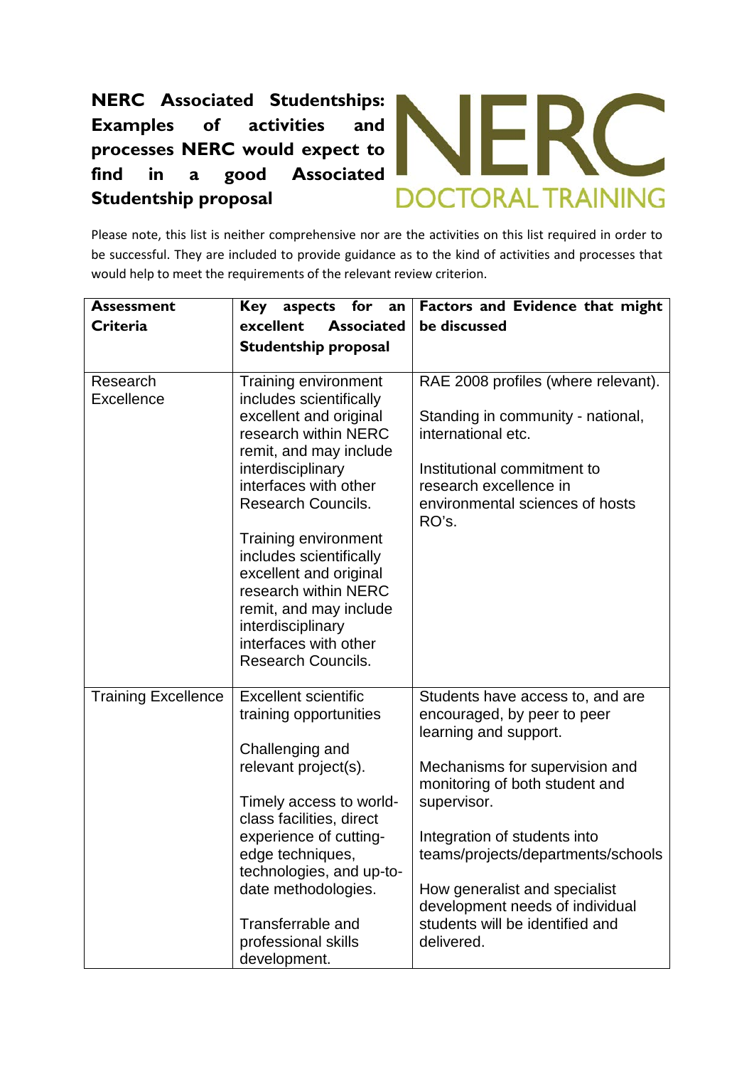# NERC Associated Studentships: Examples of activities and processes NERC would expect to find in a good Associated Studentship proposal

NERC DOCTORAL TRAINING

Please note, this list is neither comprehensive nor are the activities on this list required in order to be successful. They are included to provide guidance as to the kind of activities and processes that would help to meet the requirements of the relevant review criterion.

| **Assessment Criteria** | **Key aspects for an excellent Associated Studentship proposal** | **Factors and Evidence that might be discussed** |
|---|---|---|
| Research Excellence | Training environment includes scientifically excellent and original research within NERC remit, and may include interdisciplinary interfaces with other Research Councils.<br><br>Training environment includes scientifically excellent and original research within NERC remit, and may include interdisciplinary interfaces with other Research Councils. | RAE 2008 profiles (where relevant).<br><br>Standing in community - national, international etc.<br><br>Institutional commitment to research excellence in environmental sciences of hosts RO's. |
| Training Excellence | Excellent scientific training opportunities<br><br>Challenging and relevant project(s).<br><br>Timely access to world-class facilities, direct experience of cutting-edge techniques, technologies, and up-to-date methodologies.<br><br>Transferrable and professional skills development. | Students have access to, and are encouraged, by peer to peer learning and support.<br><br>Mechanisms for supervision and monitoring of both student and supervisor.<br><br>Integration of students into teams/projects/departments/schools<br><br>How generalist and specialist development needs of individual students will be identified and delivered. |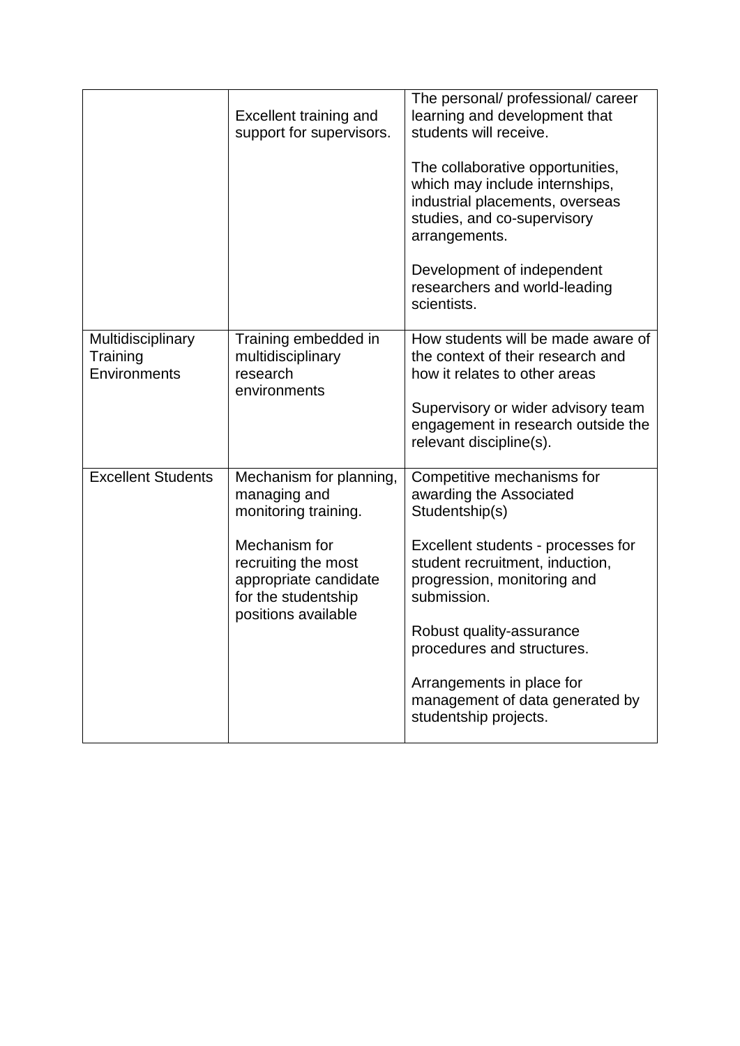| | | |
|---|---|---|
| | Excellent training and support for supervisors. | The personal/ professional/ career learning and development that students will receive.<br><br>The collaborative opportunities, which may include internships, industrial placements, overseas studies, and co-supervisory arrangements.<br><br>Development of independent researchers and world-leading scientists. |
| Multidisciplinary Training Environments | Training embedded in multidisciplinary research environments | How students will be made aware of the context of their research and how it relates to other areas<br><br>Supervisory or wider advisory team engagement in research outside the relevant discipline(s). |
| Excellent Students | Mechanism for planning, managing and monitoring training.<br><br>Mechanism for recruiting the most appropriate candidate for the studentship positions available | Competitive mechanisms for awarding the Associated Studentship(s)<br><br>Excellent students - processes for student recruitment, induction, progression, monitoring and submission.<br><br>Robust quality-assurance procedures and structures.<br><br>Arrangements in place for management of data generated by studentship projects. |